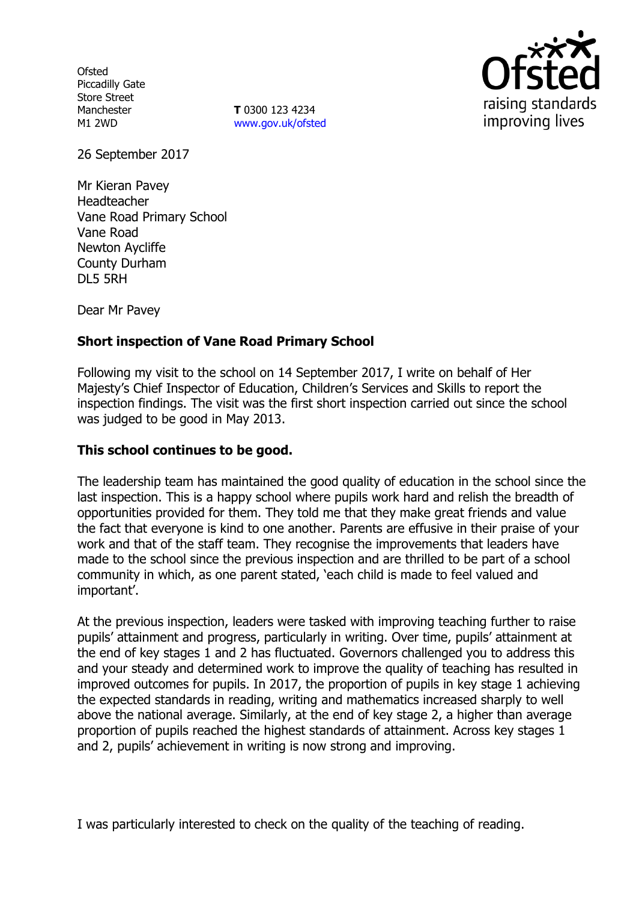Ofsted
Piccadilly Gate
Store Street
Manchester
M1 2WD

**T** 0300 123 4234
www.gov.uk/ofsted

26 September 2017

Mr Kieran Pavey
Headteacher
Vane Road Primary School
Vane Road
Newton Aycliffe
County Durham
DL5 5RH

Dear Mr Pavey

**Short inspection of Vane Road Primary School**

Following my visit to the school on 14 September 2017, I write on behalf of Her Majesty's Chief Inspector of Education, Children's Services and Skills to report the inspection findings. The visit was the first short inspection carried out since the school was judged to be good in May 2013.

**This school continues to be good.**

The leadership team has maintained the good quality of education in the school since the last inspection. This is a happy school where pupils work hard and relish the breadth of opportunities provided for them. They told me that they make great friends and value the fact that everyone is kind to one another. Parents are effusive in their praise of your work and that of the staff team. They recognise the improvements that leaders have made to the school since the previous inspection and are thrilled to be part of a school community in which, as one parent stated, 'each child is made to feel valued and important'.

At the previous inspection, leaders were tasked with improving teaching further to raise pupils' attainment and progress, particularly in writing. Over time, pupils' attainment at the end of key stages 1 and 2 has fluctuated. Governors challenged you to address this and your steady and determined work to improve the quality of teaching has resulted in improved outcomes for pupils. In 2017, the proportion of pupils in key stage 1 achieving the expected standards in reading, writing and mathematics increased sharply to well above the national average. Similarly, at the end of key stage 2, a higher than average proportion of pupils reached the highest standards of attainment. Across key stages 1 and 2, pupils' achievement in writing is now strong and improving.

I was particularly interested to check on the quality of the teaching of reading.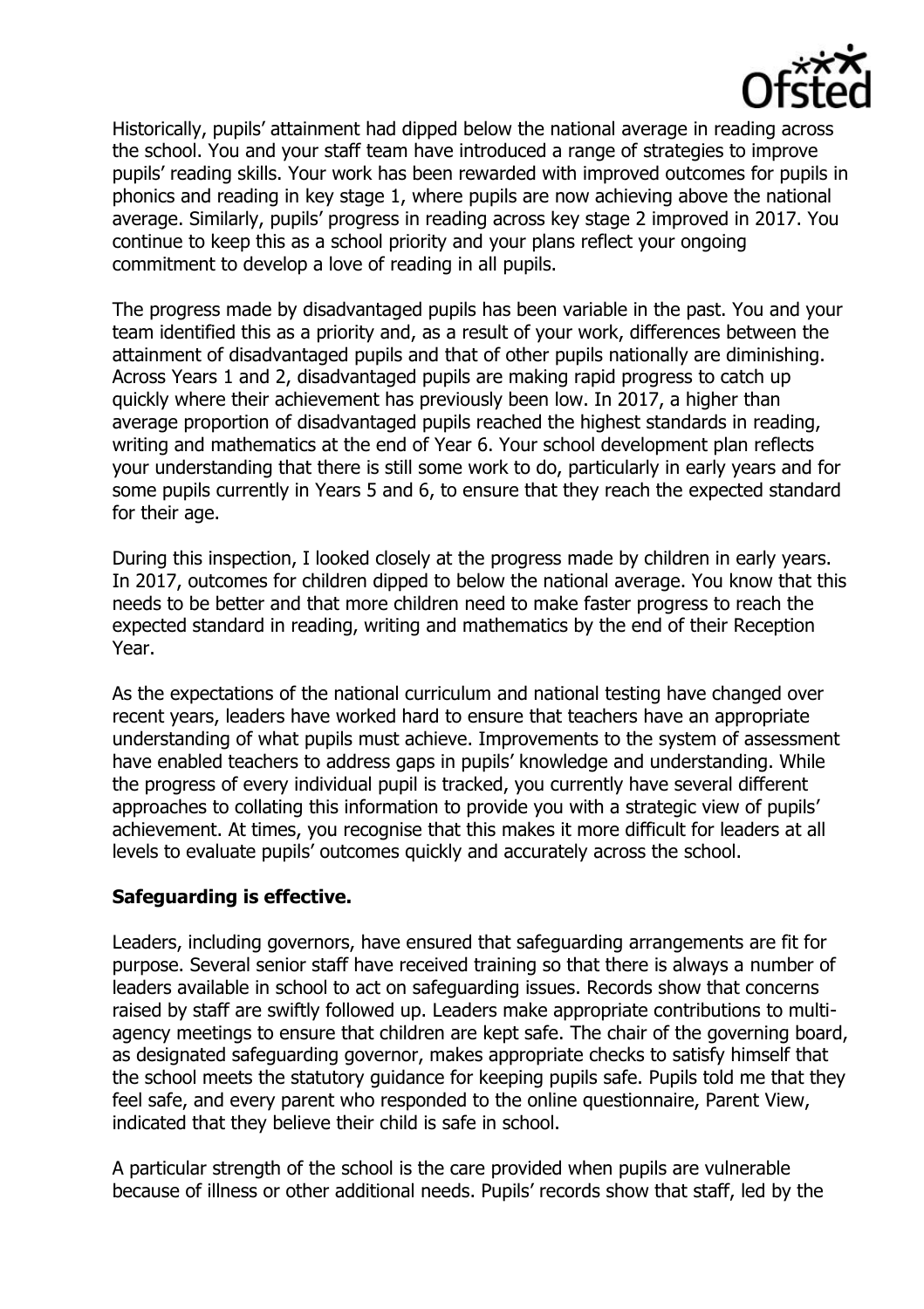Historically, pupils' attainment had dipped below the national average in reading across the school. You and your staff team have introduced a range of strategies to improve pupils' reading skills. Your work has been rewarded with improved outcomes for pupils in phonics and reading in key stage 1, where pupils are now achieving above the national average. Similarly, pupils' progress in reading across key stage 2 improved in 2017. You continue to keep this as a school priority and your plans reflect your ongoing commitment to develop a love of reading in all pupils.

The progress made by disadvantaged pupils has been variable in the past. You and your team identified this as a priority and, as a result of your work, differences between the attainment of disadvantaged pupils and that of other pupils nationally are diminishing. Across Years 1 and 2, disadvantaged pupils are making rapid progress to catch up quickly where their achievement has previously been low. In 2017, a higher than average proportion of disadvantaged pupils reached the highest standards in reading, writing and mathematics at the end of Year 6. Your school development plan reflects your understanding that there is still some work to do, particularly in early years and for some pupils currently in Years 5 and 6, to ensure that they reach the expected standard for their age.

During this inspection, I looked closely at the progress made by children in early years. In 2017, outcomes for children dipped to below the national average. You know that this needs to be better and that more children need to make faster progress to reach the expected standard in reading, writing and mathematics by the end of their Reception Year.

As the expectations of the national curriculum and national testing have changed over recent years, leaders have worked hard to ensure that teachers have an appropriate understanding of what pupils must achieve. Improvements to the system of assessment have enabled teachers to address gaps in pupils' knowledge and understanding. While the progress of every individual pupil is tracked, you currently have several different approaches to collating this information to provide you with a strategic view of pupils' achievement. At times, you recognise that this makes it more difficult for leaders at all levels to evaluate pupils' outcomes quickly and accurately across the school.

**Safeguarding is effective.**

Leaders, including governors, have ensured that safeguarding arrangements are fit for purpose. Several senior staff have received training so that there is always a number of leaders available in school to act on safeguarding issues. Records show that concerns raised by staff are swiftly followed up. Leaders make appropriate contributions to multi-agency meetings to ensure that children are kept safe. The chair of the governing board, as designated safeguarding governor, makes appropriate checks to satisfy himself that the school meets the statutory guidance for keeping pupils safe. Pupils told me that they feel safe, and every parent who responded to the online questionnaire, Parent View, indicated that they believe their child is safe in school.

A particular strength of the school is the care provided when pupils are vulnerable because of illness or other additional needs. Pupils' records show that staff, led by the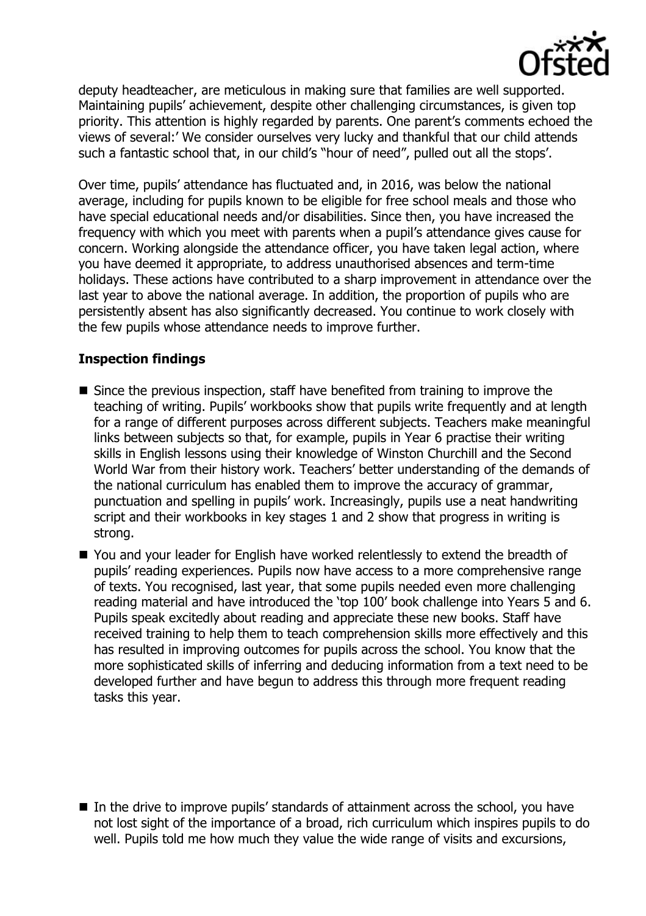deputy headteacher, are meticulous in making sure that families are well supported. Maintaining pupils' achievement, despite other challenging circumstances, is given top priority. This attention is highly regarded by parents. One parent's comments echoed the views of several:' We consider ourselves very lucky and thankful that our child attends such a fantastic school that, in our child's "hour of need", pulled out all the stops'.

Over time, pupils' attendance has fluctuated and, in 2016, was below the national average, including for pupils known to be eligible for free school meals and those who have special educational needs and/or disabilities. Since then, you have increased the frequency with which you meet with parents when a pupil's attendance gives cause for concern. Working alongside the attendance officer, you have taken legal action, where you have deemed it appropriate, to address unauthorised absences and term-time holidays. These actions have contributed to a sharp improvement in attendance over the last year to above the national average. In addition, the proportion of pupils who are persistently absent has also significantly decreased. You continue to work closely with the few pupils whose attendance needs to improve further.

**Inspection findings**

- Since the previous inspection, staff have benefited from training to improve the teaching of writing. Pupils' workbooks show that pupils write frequently and at length for a range of different purposes across different subjects. Teachers make meaningful links between subjects so that, for example, pupils in Year 6 practise their writing skills in English lessons using their knowledge of Winston Churchill and the Second World War from their history work. Teachers' better understanding of the demands of the national curriculum has enabled them to improve the accuracy of grammar, punctuation and spelling in pupils' work. Increasingly, pupils use a neat handwriting script and their workbooks in key stages 1 and 2 show that progress in writing is strong.
- You and your leader for English have worked relentlessly to extend the breadth of pupils' reading experiences. Pupils now have access to a more comprehensive range of texts. You recognised, last year, that some pupils needed even more challenging reading material and have introduced the 'top 100' book challenge into Years 5 and 6. Pupils speak excitedly about reading and appreciate these new books. Staff have received training to help them to teach comprehension skills more effectively and this has resulted in improving outcomes for pupils across the school. You know that the more sophisticated skills of inferring and deducing information from a text need to be developed further and have begun to address this through more frequent reading tasks this year.
- In the drive to improve pupils' standards of attainment across the school, you have not lost sight of the importance of a broad, rich curriculum which inspires pupils to do well. Pupils told me how much they value the wide range of visits and excursions,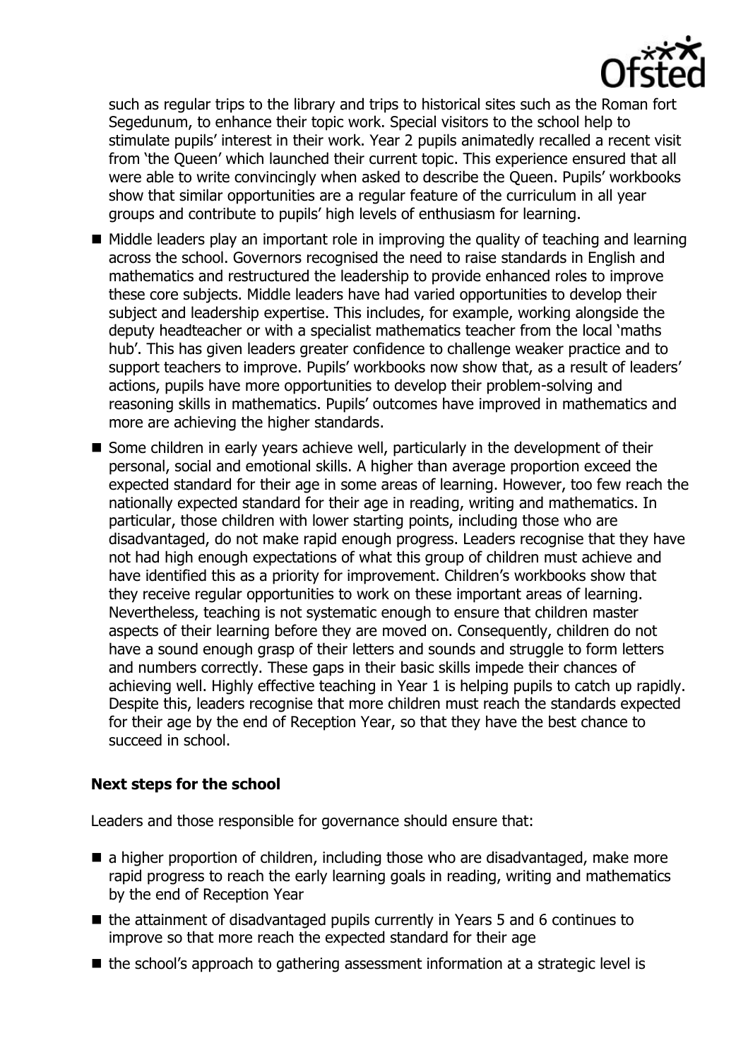such as regular trips to the library and trips to historical sites such as the Roman fort Segedunum, to enhance their topic work. Special visitors to the school help to stimulate pupils' interest in their work. Year 2 pupils animatedly recalled a recent visit from 'the Queen' which launched their current topic. This experience ensured that all were able to write convincingly when asked to describe the Queen. Pupils' workbooks show that similar opportunities are a regular feature of the curriculum in all year groups and contribute to pupils' high levels of enthusiasm for learning.

- Middle leaders play an important role in improving the quality of teaching and learning across the school. Governors recognised the need to raise standards in English and mathematics and restructured the leadership to provide enhanced roles to improve these core subjects. Middle leaders have had varied opportunities to develop their subject and leadership expertise. This includes, for example, working alongside the deputy headteacher or with a specialist mathematics teacher from the local 'maths hub'. This has given leaders greater confidence to challenge weaker practice and to support teachers to improve. Pupils' workbooks now show that, as a result of leaders' actions, pupils have more opportunities to develop their problem-solving and reasoning skills in mathematics. Pupils' outcomes have improved in mathematics and more are achieving the higher standards.
- Some children in early years achieve well, particularly in the development of their personal, social and emotional skills. A higher than average proportion exceed the expected standard for their age in some areas of learning. However, too few reach the nationally expected standard for their age in reading, writing and mathematics. In particular, those children with lower starting points, including those who are disadvantaged, do not make rapid enough progress. Leaders recognise that they have not had high enough expectations of what this group of children must achieve and have identified this as a priority for improvement. Children's workbooks show that they receive regular opportunities to work on these important areas of learning. Nevertheless, teaching is not systematic enough to ensure that children master aspects of their learning before they are moved on. Consequently, children do not have a sound enough grasp of their letters and sounds and struggle to form letters and numbers correctly. These gaps in their basic skills impede their chances of achieving well. Highly effective teaching in Year 1 is helping pupils to catch up rapidly. Despite this, leaders recognise that more children must reach the standards expected for their age by the end of Reception Year, so that they have the best chance to succeed in school.

## Next steps for the school

Leaders and those responsible for governance should ensure that:

- a higher proportion of children, including those who are disadvantaged, make more rapid progress to reach the early learning goals in reading, writing and mathematics by the end of Reception Year
- the attainment of disadvantaged pupils currently in Years 5 and 6 continues to improve so that more reach the expected standard for their age
- the school's approach to gathering assessment information at a strategic level is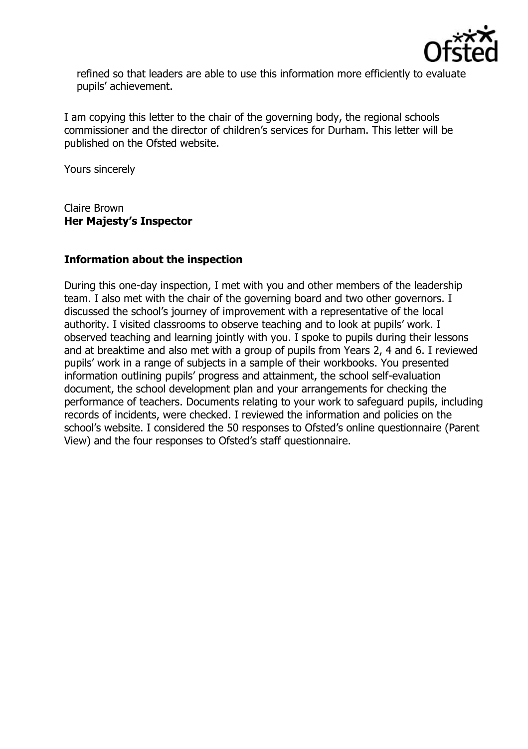refined so that leaders are able to use this information more efficiently to evaluate pupils' achievement.

I am copying this letter to the chair of the governing body, the regional schools commissioner and the director of children's services for Durham. This letter will be published on the Ofsted website.

Yours sincerely

Claire Brown
**Her Majesty's Inspector**

## Information about the inspection

During this one-day inspection, I met with you and other members of the leadership team. I also met with the chair of the governing board and two other governors. I discussed the school's journey of improvement with a representative of the local authority. I visited classrooms to observe teaching and to look at pupils' work. I observed teaching and learning jointly with you. I spoke to pupils during their lessons and at breaktime and also met with a group of pupils from Years 2, 4 and 6. I reviewed pupils' work in a range of subjects in a sample of their workbooks. You presented information outlining pupils' progress and attainment, the school self-evaluation document, the school development plan and your arrangements for checking the performance of teachers. Documents relating to your work to safeguard pupils, including records of incidents, were checked. I reviewed the information and policies on the school's website. I considered the 50 responses to Ofsted's online questionnaire (Parent View) and the four responses to Ofsted's staff questionnaire.